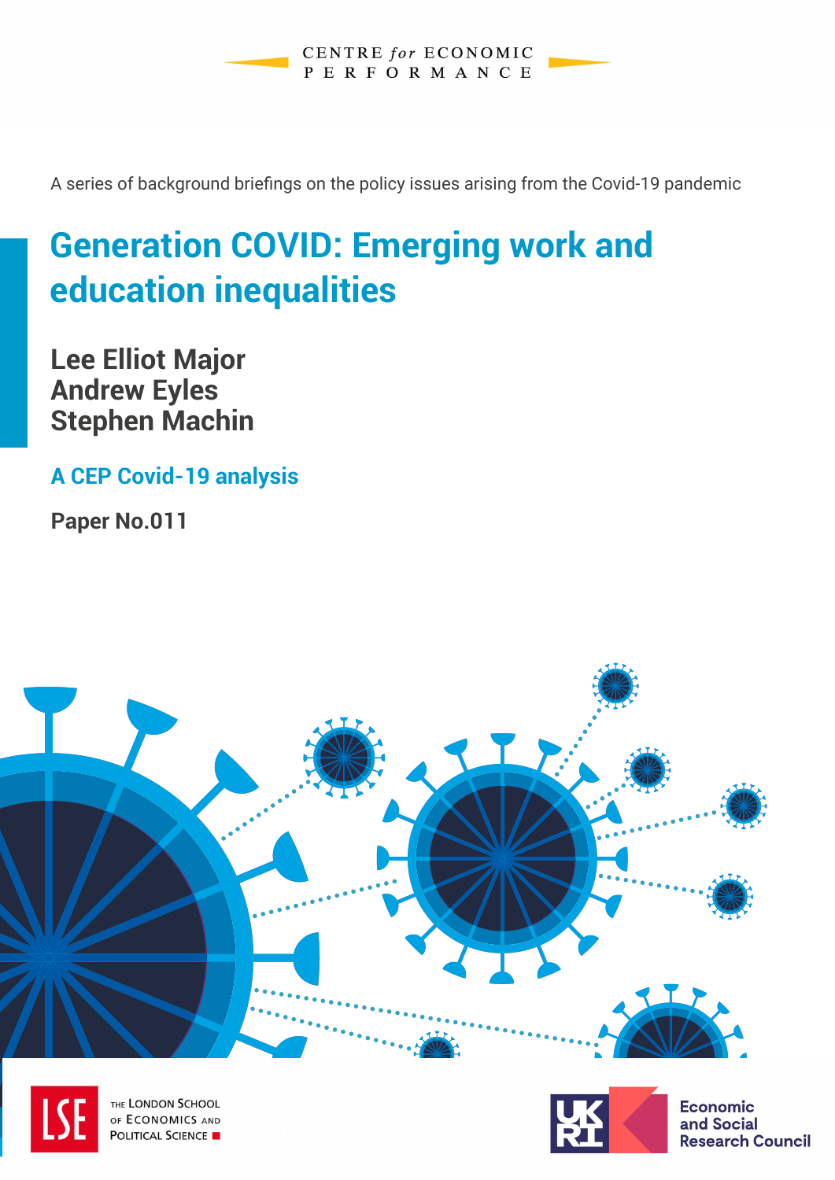CENTRE *for* ECONOMIC PERFORMANCE

A series of background briefings on the policy issues arising from the Covid-19 pandemic

# Generation COVID: Emerging work and education inequalities

**Lee Elliot Major**
**Andrew Eyles**
**Stephen Machin**

**A CEP Covid-19 analysis**

**Paper No.011**

THE LONDON SCHOOL OF ECONOMICS AND POLITICAL SCIENCE

Economic and Social Research Council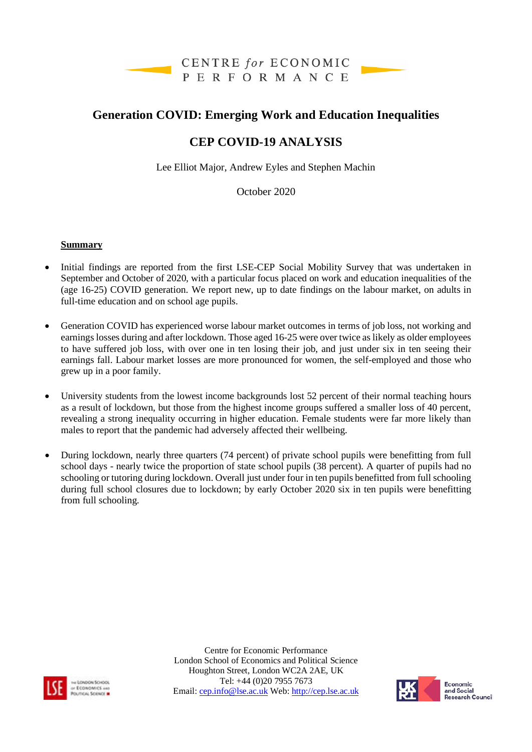CENTRE *for* ECONOMIC PERFORMANCE

# Generation COVID: Emerging Work and Education Inequalities

## CEP COVID-19 ANALYSIS

Lee Elliot Major, Andrew Eyles and Stephen Machin

October 2020

**Summary**

- Initial findings are reported from the first LSE-CEP Social Mobility Survey that was undertaken in September and October of 2020, with a particular focus placed on work and education inequalities of the (age 16-25) COVID generation. We report new, up to date findings on the labour market, on adults in full-time education and on school age pupils.

- Generation COVID has experienced worse labour market outcomes in terms of job loss, not working and earnings losses during and after lockdown. Those aged 16-25 were over twice as likely as older employees to have suffered job loss, with over one in ten losing their job, and just under six in ten seeing their earnings fall. Labour market losses are more pronounced for women, the self-employed and those who grew up in a poor family.

- University students from the lowest income backgrounds lost 52 percent of their normal teaching hours as a result of lockdown, but those from the highest income groups suffered a smaller loss of 40 percent, revealing a strong inequality occurring in higher education. Female students were far more likely than males to report that the pandemic had adversely affected their wellbeing.

- During lockdown, nearly three quarters (74 percent) of private school pupils were benefitting from full school days - nearly twice the proportion of state school pupils (38 percent). A quarter of pupils had no schooling or tutoring during lockdown. Overall just under four in ten pupils benefitted from full schooling during full school closures due to lockdown; by early October 2020 six in ten pupils were benefitting from full schooling.

Centre for Economic Performance
London School of Economics and Political Science
Houghton Street, London WC2A 2AE, UK
Tel: +44 (0)20 7955 7673
Email: cep.info@lse.ac.uk Web: http://cep.lse.ac.uk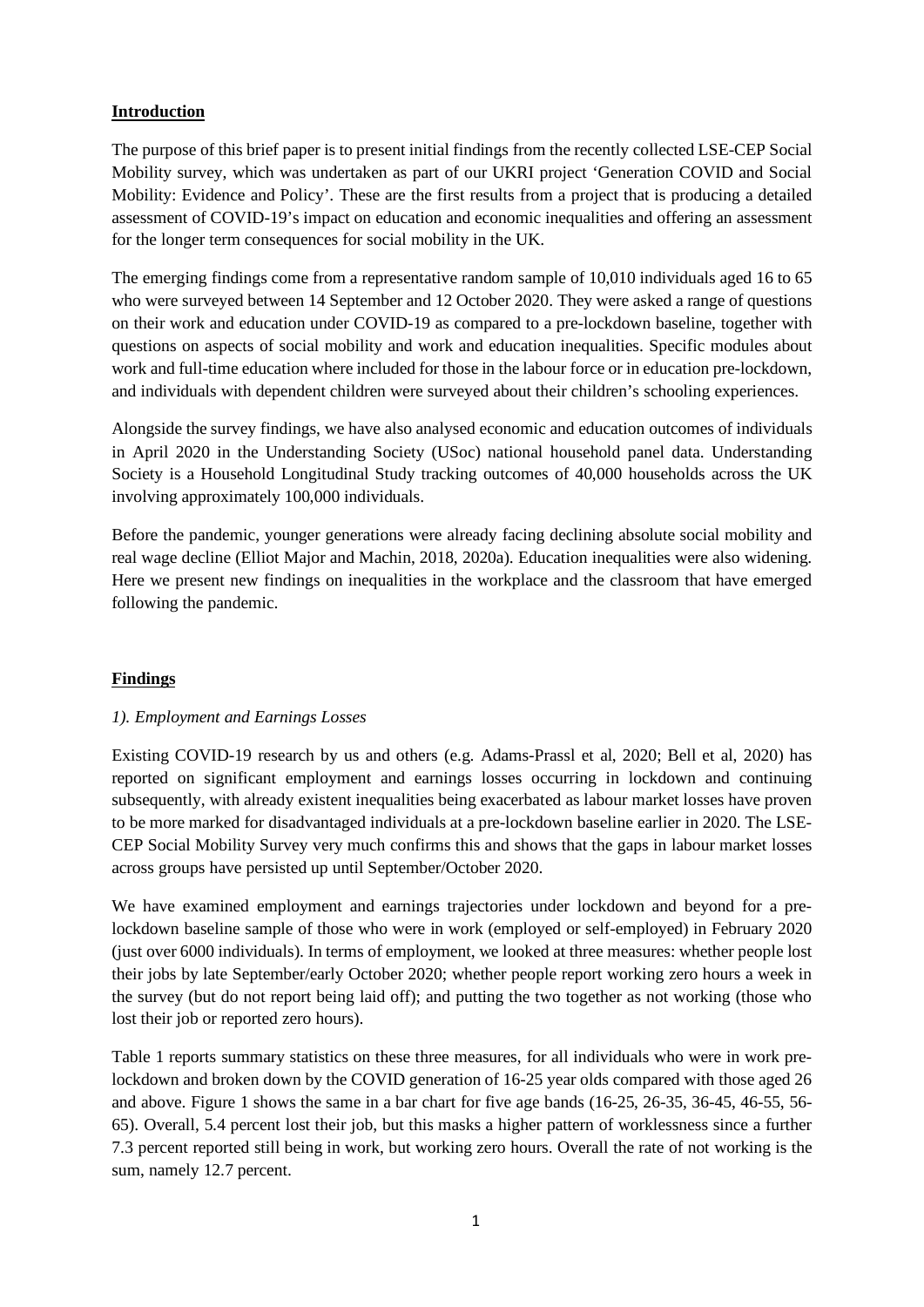## Introduction

The purpose of this brief paper is to present initial findings from the recently collected LSE-CEP Social Mobility survey, which was undertaken as part of our UKRI project 'Generation COVID and Social Mobility: Evidence and Policy'. These are the first results from a project that is producing a detailed assessment of COVID-19's impact on education and economic inequalities and offering an assessment for the longer term consequences for social mobility in the UK.

The emerging findings come from a representative random sample of 10,010 individuals aged 16 to 65 who were surveyed between 14 September and 12 October 2020. They were asked a range of questions on their work and education under COVID-19 as compared to a pre-lockdown baseline, together with questions on aspects of social mobility and work and education inequalities. Specific modules about work and full-time education where included for those in the labour force or in education pre-lockdown, and individuals with dependent children were surveyed about their children's schooling experiences.

Alongside the survey findings, we have also analysed economic and education outcomes of individuals in April 2020 in the Understanding Society (USoc) national household panel data. Understanding Society is a Household Longitudinal Study tracking outcomes of 40,000 households across the UK involving approximately 100,000 individuals.

Before the pandemic, younger generations were already facing declining absolute social mobility and real wage decline (Elliot Major and Machin, 2018, 2020a). Education inequalities were also widening. Here we present new findings on inequalities in the workplace and the classroom that have emerged following the pandemic.

## Findings

### *1). Employment and Earnings Losses*

Existing COVID-19 research by us and others (e.g. Adams-Prassl et al, 2020; Bell et al, 2020) has reported on significant employment and earnings losses occurring in lockdown and continuing subsequently, with already existent inequalities being exacerbated as labour market losses have proven to be more marked for disadvantaged individuals at a pre-lockdown baseline earlier in 2020. The LSE-CEP Social Mobility Survey very much confirms this and shows that the gaps in labour market losses across groups have persisted up until September/October 2020.

We have examined employment and earnings trajectories under lockdown and beyond for a pre-lockdown baseline sample of those who were in work (employed or self-employed) in February 2020 (just over 6000 individuals). In terms of employment, we looked at three measures: whether people lost their jobs by late September/early October 2020; whether people report working zero hours a week in the survey (but do not report being laid off); and putting the two together as not working (those who lost their job or reported zero hours).

Table 1 reports summary statistics on these three measures, for all individuals who were in work pre-lockdown and broken down by the COVID generation of 16-25 year olds compared with those aged 26 and above. Figure 1 shows the same in a bar chart for five age bands (16-25, 26-35, 36-45, 46-55, 56-65). Overall, 5.4 percent lost their job, but this masks a higher pattern of worklessness since a further 7.3 percent reported still being in work, but working zero hours. Overall the rate of not working is the sum, namely 12.7 percent.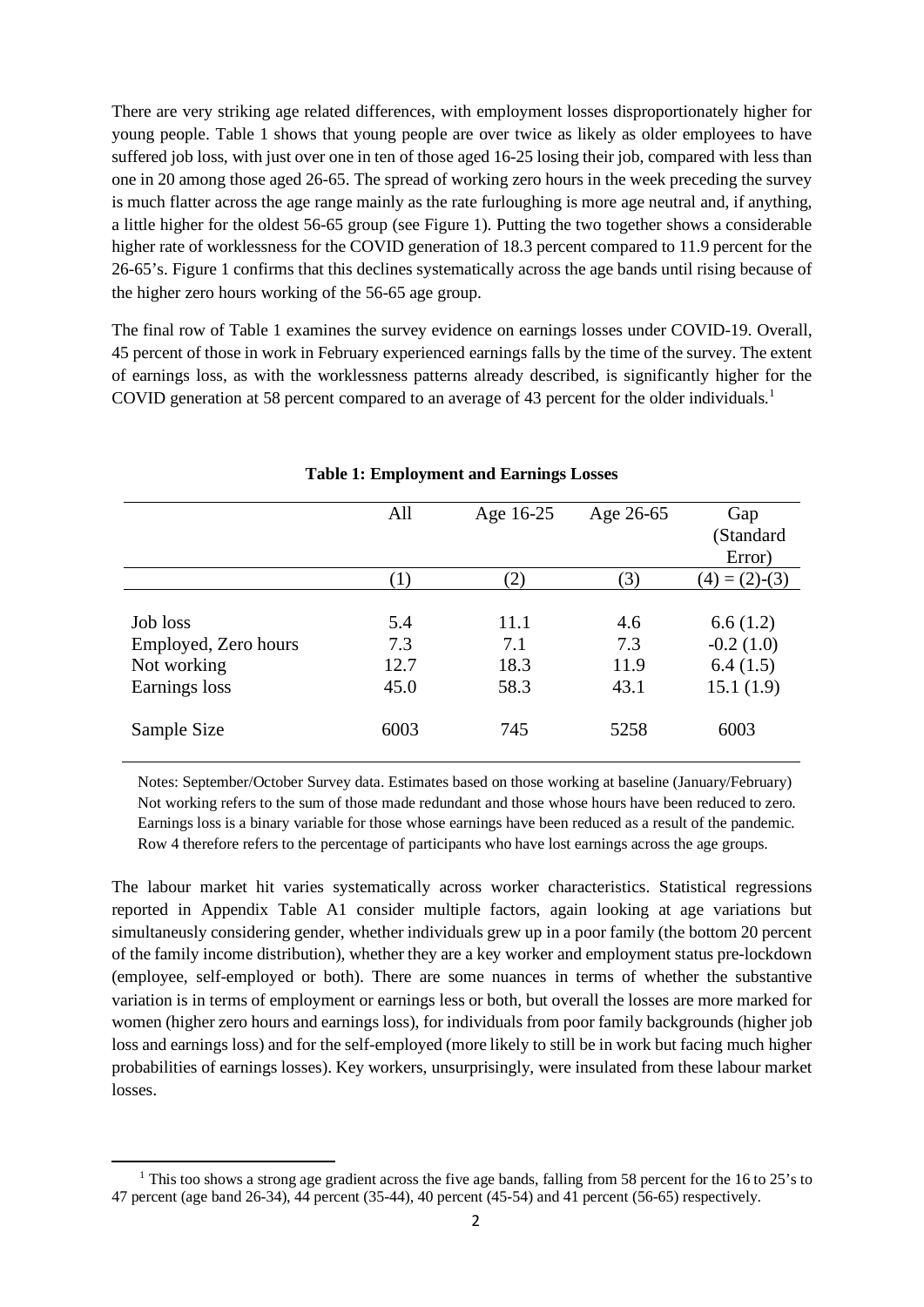There are very striking age related differences, with employment losses disproportionately higher for young people. Table 1 shows that young people are over twice as likely as older employees to have suffered job loss, with just over one in ten of those aged 16-25 losing their job, compared with less than one in 20 among those aged 26-65. The spread of working zero hours in the week preceding the survey is much flatter across the age range mainly as the rate furloughing is more age neutral and, if anything, a little higher for the oldest 56-65 group (see Figure 1). Putting the two together shows a considerable higher rate of worklessness for the COVID generation of 18.3 percent compared to 11.9 percent for the 26-65's. Figure 1 confirms that this declines systematically across the age bands until rising because of the higher zero hours working of the 56-65 age group.

The final row of Table 1 examines the survey evidence on earnings losses under COVID-19. Overall, 45 percent of those in work in February experienced earnings falls by the time of the survey. The extent of earnings loss, as with the worklessness patterns already described, is significantly higher for the COVID generation at 58 percent compared to an average of 43 percent for the older individuals.[1]

**Table 1: Employment and Earnings Losses**

| | All | Age 16-25 | Age 26-65 | Gap (Standard Error) |
|---|---|---|---|---|
| | (1) | (2) | (3) | (4) = (2)-(3) |
| Job loss | 5.4 | 11.1 | 4.6 | 6.6 (1.2) |
| Employed, Zero hours | 7.3 | 7.1 | 7.3 | -0.2 (1.0) |
| Not working | 12.7 | 18.3 | 11.9 | 6.4 (1.5) |
| Earnings loss | 45.0 | 58.3 | 43.1 | 15.1 (1.9) |
| Sample Size | 6003 | 745 | 5258 | 6003 |

Notes: September/October Survey data. Estimates based on those working at baseline (January/February) Not working refers to the sum of those made redundant and those whose hours have been reduced to zero. Earnings loss is a binary variable for those whose earnings have been reduced as a result of the pandemic. Row 4 therefore refers to the percentage of participants who have lost earnings across the age groups.

The labour market hit varies systematically across worker characteristics. Statistical regressions reported in Appendix Table A1 consider multiple factors, again looking at age variations but simultaneously considering gender, whether individuals grew up in a poor family (the bottom 20 percent of the family income distribution), whether they are a key worker and employment status pre-lockdown (employee, self-employed or both). There are some nuances in terms of whether the substantive variation is in terms of employment or earnings less or both, but overall the losses are more marked for women (higher zero hours and earnings loss), for individuals from poor family backgrounds (higher job loss and earnings loss) and for the self-employed (more likely to still be in work but facing much higher probabilities of earnings losses). Key workers, unsurprisingly, were insulated from these labour market losses.

[1] This too shows a strong age gradient across the five age bands, falling from 58 percent for the 16 to 25's to 47 percent (age band 26-34), 44 percent (35-44), 40 percent (45-54) and 41 percent (56-65) respectively.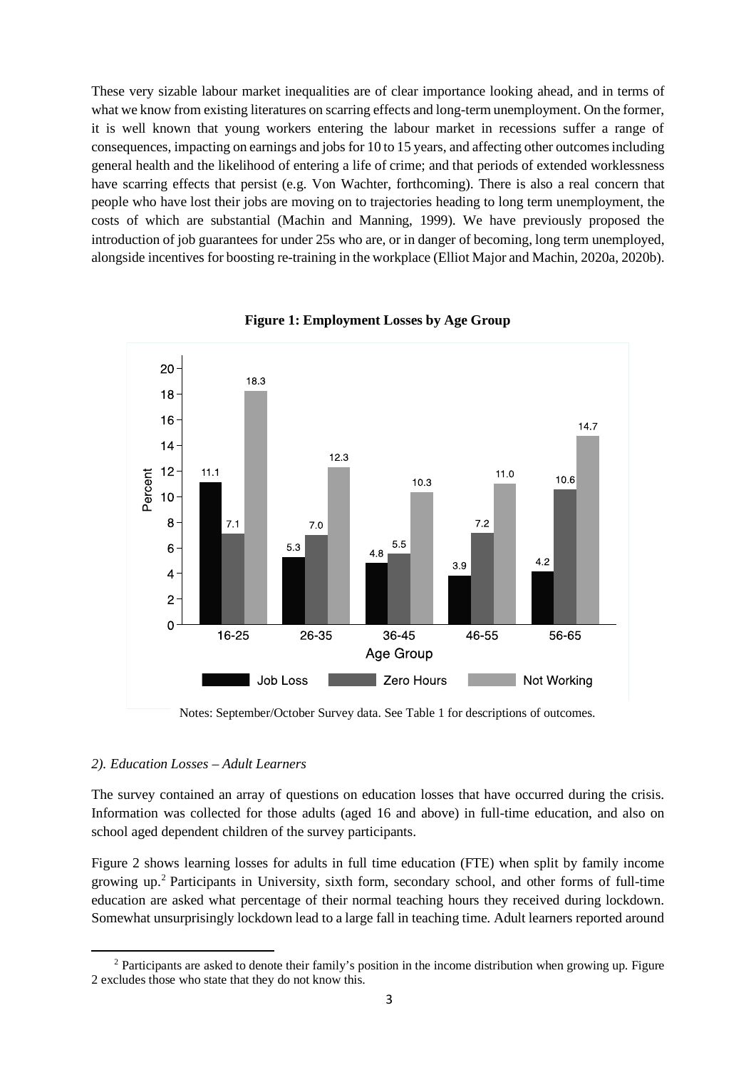These very sizable labour market inequalities are of clear importance looking ahead, and in terms of what we know from existing literatures on scarring effects and long-term unemployment. On the former, it is well known that young workers entering the labour market in recessions suffer a range of consequences, impacting on earnings and jobs for 10 to 15 years, and affecting other outcomes including general health and the likelihood of entering a life of crime; and that periods of extended worklessness have scarring effects that persist (e.g. Von Wachter, forthcoming). There is also a real concern that people who have lost their jobs are moving on to trajectories heading to long term unemployment, the costs of which are substantial (Machin and Manning, 1999). We have previously proposed the introduction of job guarantees for under 25s who are, or in danger of becoming, long term unemployed, alongside incentives for boosting re-training in the workplace (Elliot Major and Machin, 2020a, 2020b).

**Figure 1: Employment Losses by Age Group**

| Age Group | Job Loss | Zero Hours | Not Working |
|---|---|---|---|
| 16-25 | 11.1 | 7.1 | 18.3 |
| 26-35 | 5.3 | 7.0 | 12.3 |
| 36-45 | 4.8 | 5.5 | 10.3 |
| 46-55 | 3.9 | 7.2 | 11.0 |
| 56-65 | 4.2 | 10.6 | 14.7 |

Notes: September/October Survey data. See Table 1 for descriptions of outcomes.

*2). Education Losses – Adult Learners*

The survey contained an array of questions on education losses that have occurred during the crisis. Information was collected for those adults (aged 16 and above) in full-time education, and also on school aged dependent children of the survey participants.

Figure 2 shows learning losses for adults in full time education (FTE) when split by family income growing up.[2] Participants in University, sixth form, secondary school, and other forms of full-time education are asked what percentage of their normal teaching hours they received during lockdown. Somewhat unsurprisingly lockdown lead to a large fall in teaching time. Adult learners reported around

[2] Participants are asked to denote their family's position in the income distribution when growing up. Figure 2 excludes those who state that they do not know this.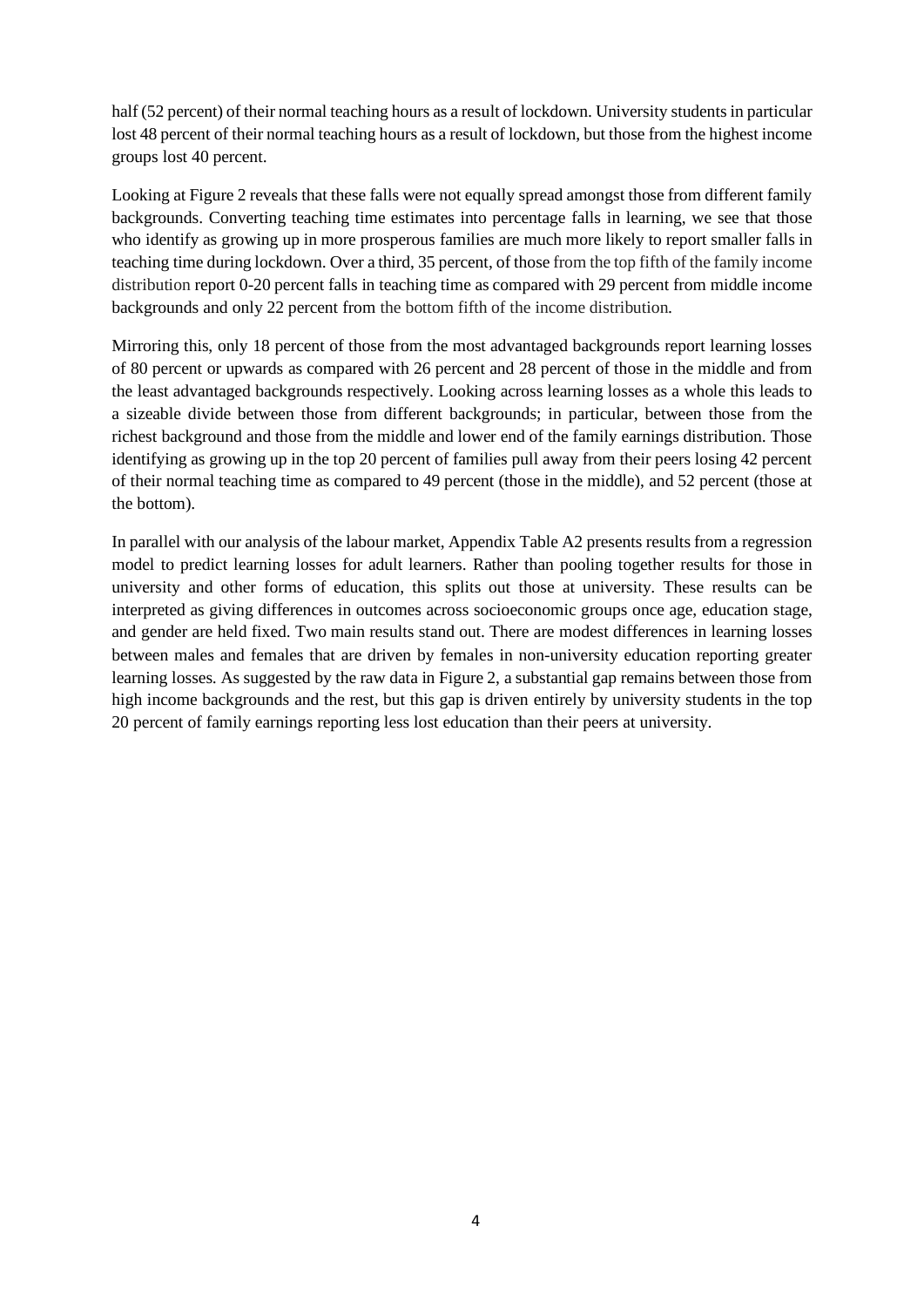half (52 percent) of their normal teaching hours as a result of lockdown. University students in particular lost 48 percent of their normal teaching hours as a result of lockdown, but those from the highest income groups lost 40 percent.

Looking at Figure 2 reveals that these falls were not equally spread amongst those from different family backgrounds. Converting teaching time estimates into percentage falls in learning, we see that those who identify as growing up in more prosperous families are much more likely to report smaller falls in teaching time during lockdown. Over a third, 35 percent, of those from the top fifth of the family income distribution report 0-20 percent falls in teaching time as compared with 29 percent from middle income backgrounds and only 22 percent from the bottom fifth of the income distribution.

Mirroring this, only 18 percent of those from the most advantaged backgrounds report learning losses of 80 percent or upwards as compared with 26 percent and 28 percent of those in the middle and from the least advantaged backgrounds respectively. Looking across learning losses as a whole this leads to a sizeable divide between those from different backgrounds; in particular, between those from the richest background and those from the middle and lower end of the family earnings distribution. Those identifying as growing up in the top 20 percent of families pull away from their peers losing 42 percent of their normal teaching time as compared to 49 percent (those in the middle), and 52 percent (those at the bottom).

In parallel with our analysis of the labour market, Appendix Table A2 presents results from a regression model to predict learning losses for adult learners. Rather than pooling together results for those in university and other forms of education, this splits out those at university. These results can be interpreted as giving differences in outcomes across socioeconomic groups once age, education stage, and gender are held fixed. Two main results stand out. There are modest differences in learning losses between males and females that are driven by females in non-university education reporting greater learning losses. As suggested by the raw data in Figure 2, a substantial gap remains between those from high income backgrounds and the rest, but this gap is driven entirely by university students in the top 20 percent of family earnings reporting less lost education than their peers at university.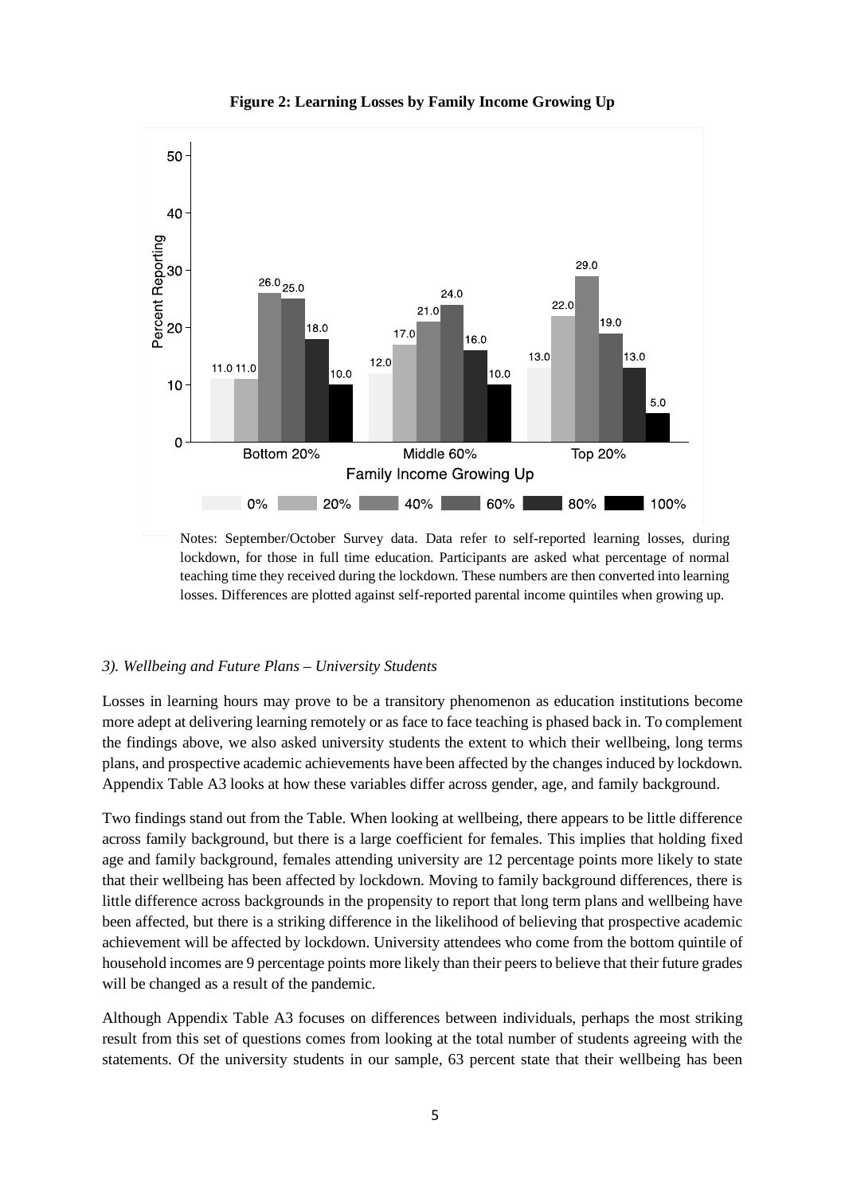**Figure 2: Learning Losses by Family Income Growing Up**

Notes: September/October Survey data. Data refer to self-reported learning losses, during lockdown, for those in full time education. Participants are asked what percentage of normal teaching time they received during the lockdown. These numbers are then converted into learning losses. Differences are plotted against self-reported parental income quintiles when growing up.

*3). Wellbeing and Future Plans – University Students*

Losses in learning hours may prove to be a transitory phenomenon as education institutions become more adept at delivering learning remotely or as face to face teaching is phased back in. To complement the findings above, we also asked university students the extent to which their wellbeing, long terms plans, and prospective academic achievements have been affected by the changes induced by lockdown. Appendix Table A3 looks at how these variables differ across gender, age, and family background.

Two findings stand out from the Table. When looking at wellbeing, there appears to be little difference across family background, but there is a large coefficient for females. This implies that holding fixed age and family background, females attending university are 12 percentage points more likely to state that their wellbeing has been affected by lockdown. Moving to family background differences, there is little difference across backgrounds in the propensity to report that long term plans and wellbeing have been affected, but there is a striking difference in the likelihood of believing that prospective academic achievement will be affected by lockdown. University attendees who come from the bottom quintile of household incomes are 9 percentage points more likely than their peers to believe that their future grades will be changed as a result of the pandemic.

Although Appendix Table A3 focuses on differences between individuals, perhaps the most striking result from this set of questions comes from looking at the total number of students agreeing with the statements. Of the university students in our sample, 63 percent state that their wellbeing has been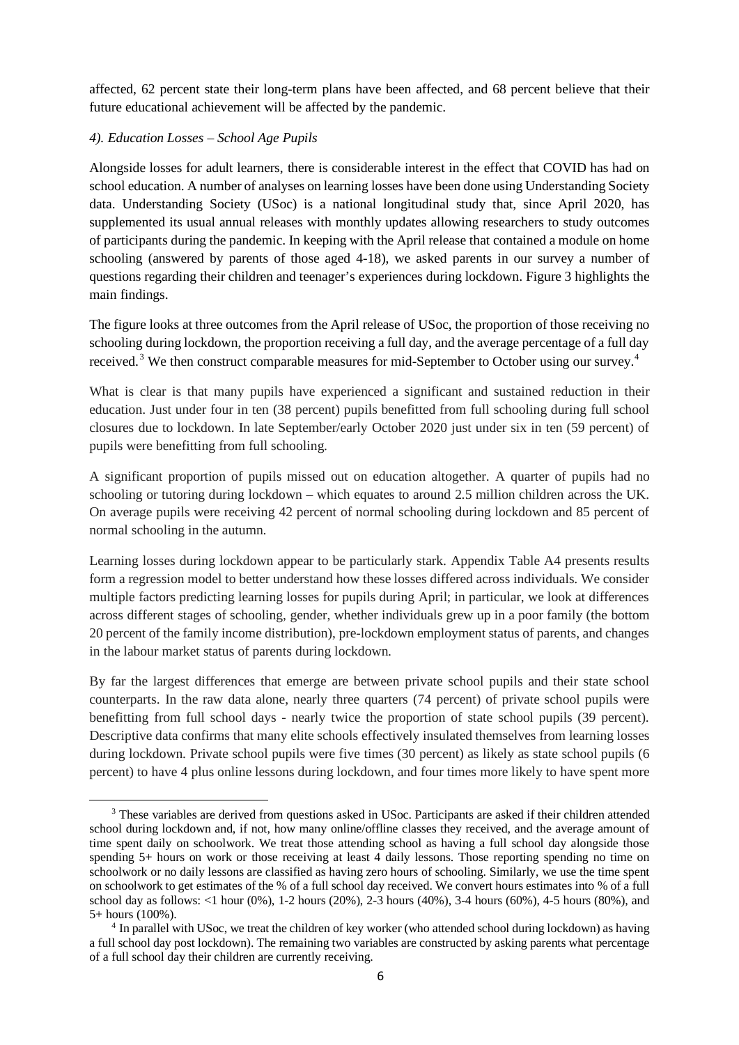affected, 62 percent state their long-term plans have been affected, and 68 percent believe that their future educational achievement will be affected by the pandemic.

### *4). Education Losses – School Age Pupils*

Alongside losses for adult learners, there is considerable interest in the effect that COVID has had on school education. A number of analyses on learning losses have been done using Understanding Society data. Understanding Society (USoc) is a national longitudinal study that, since April 2020, has supplemented its usual annual releases with monthly updates allowing researchers to study outcomes of participants during the pandemic. In keeping with the April release that contained a module on home schooling (answered by parents of those aged 4-18), we asked parents in our survey a number of questions regarding their children and teenager's experiences during lockdown. Figure 3 highlights the main findings.

The figure looks at three outcomes from the April release of USoc, the proportion of those receiving no schooling during lockdown, the proportion receiving a full day, and the average percentage of a full day received.[3] We then construct comparable measures for mid-September to October using our survey.[4]

What is clear is that many pupils have experienced a significant and sustained reduction in their education. Just under four in ten (38 percent) pupils benefitted from full schooling during full school closures due to lockdown. In late September/early October 2020 just under six in ten (59 percent) of pupils were benefitting from full schooling.

A significant proportion of pupils missed out on education altogether. A quarter of pupils had no schooling or tutoring during lockdown – which equates to around 2.5 million children across the UK. On average pupils were receiving 42 percent of normal schooling during lockdown and 85 percent of normal schooling in the autumn.

Learning losses during lockdown appear to be particularly stark. Appendix Table A4 presents results form a regression model to better understand how these losses differed across individuals. We consider multiple factors predicting learning losses for pupils during April; in particular, we look at differences across different stages of schooling, gender, whether individuals grew up in a poor family (the bottom 20 percent of the family income distribution), pre-lockdown employment status of parents, and changes in the labour market status of parents during lockdown.

By far the largest differences that emerge are between private school pupils and their state school counterparts. In the raw data alone, nearly three quarters (74 percent) of private school pupils were benefitting from full school days - nearly twice the proportion of state school pupils (39 percent). Descriptive data confirms that many elite schools effectively insulated themselves from learning losses during lockdown. Private school pupils were five times (30 percent) as likely as state school pupils (6 percent) to have 4 plus online lessons during lockdown, and four times more likely to have spent more

---

[3] These variables are derived from questions asked in USoc. Participants are asked if their children attended school during lockdown and, if not, how many online/offline classes they received, and the average amount of time spent daily on schoolwork. We treat those attending school as having a full school day alongside those spending 5+ hours on work or those receiving at least 4 daily lessons. Those reporting spending no time on schoolwork or no daily lessons are classified as having zero hours of schooling. Similarly, we use the time spent on schoolwork to get estimates of the % of a full school day received. We convert hours estimates into % of a full school day as follows: <1 hour (0%), 1-2 hours (20%), 2-3 hours (40%), 3-4 hours (60%), 4-5 hours (80%), and 5+ hours (100%).

[4] In parallel with USoc, we treat the children of key worker (who attended school during lockdown) as having a full school day post lockdown). The remaining two variables are constructed by asking parents what percentage of a full school day their children are currently receiving.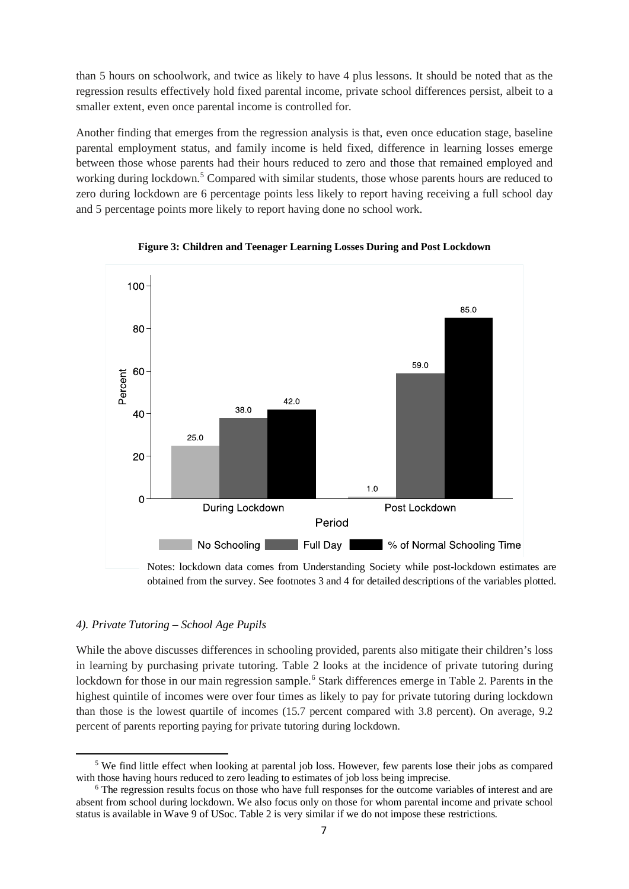than 5 hours on schoolwork, and twice as likely to have 4 plus lessons. It should be noted that as the regression results effectively hold fixed parental income, private school differences persist, albeit to a smaller extent, even once parental income is controlled for.

Another finding that emerges from the regression analysis is that, even once education stage, baseline parental employment status, and family income is held fixed, difference in learning losses emerge between those whose parents had their hours reduced to zero and those that remained employed and working during lockdown.[5] Compared with similar students, those whose parents hours are reduced to zero during lockdown are 6 percentage points less likely to report having receiving a full school day and 5 percentage points more likely to report having done no school work.

**Figure 3: Children and Teenager Learning Losses During and Post Lockdown**

Notes: lockdown data comes from Understanding Society while post-lockdown estimates are obtained from the survey. See footnotes 3 and 4 for detailed descriptions of the variables plotted.

*4). Private Tutoring – School Age Pupils*

While the above discusses differences in schooling provided, parents also mitigate their children's loss in learning by purchasing private tutoring. Table 2 looks at the incidence of private tutoring during lockdown for those in our main regression sample.[6] Stark differences emerge in Table 2. Parents in the highest quintile of incomes were over four times as likely to pay for private tutoring during lockdown than those is the lowest quartile of incomes (15.7 percent compared with 3.8 percent). On average, 9.2 percent of parents reporting paying for private tutoring during lockdown.

[5] We find little effect when looking at parental job loss. However, few parents lose their jobs as compared with those having hours reduced to zero leading to estimates of job loss being imprecise.

[6] The regression results focus on those who have full responses for the outcome variables of interest and are absent from school during lockdown. We also focus only on those for whom parental income and private school status is available in Wave 9 of USoc. Table 2 is very similar if we do not impose these restrictions.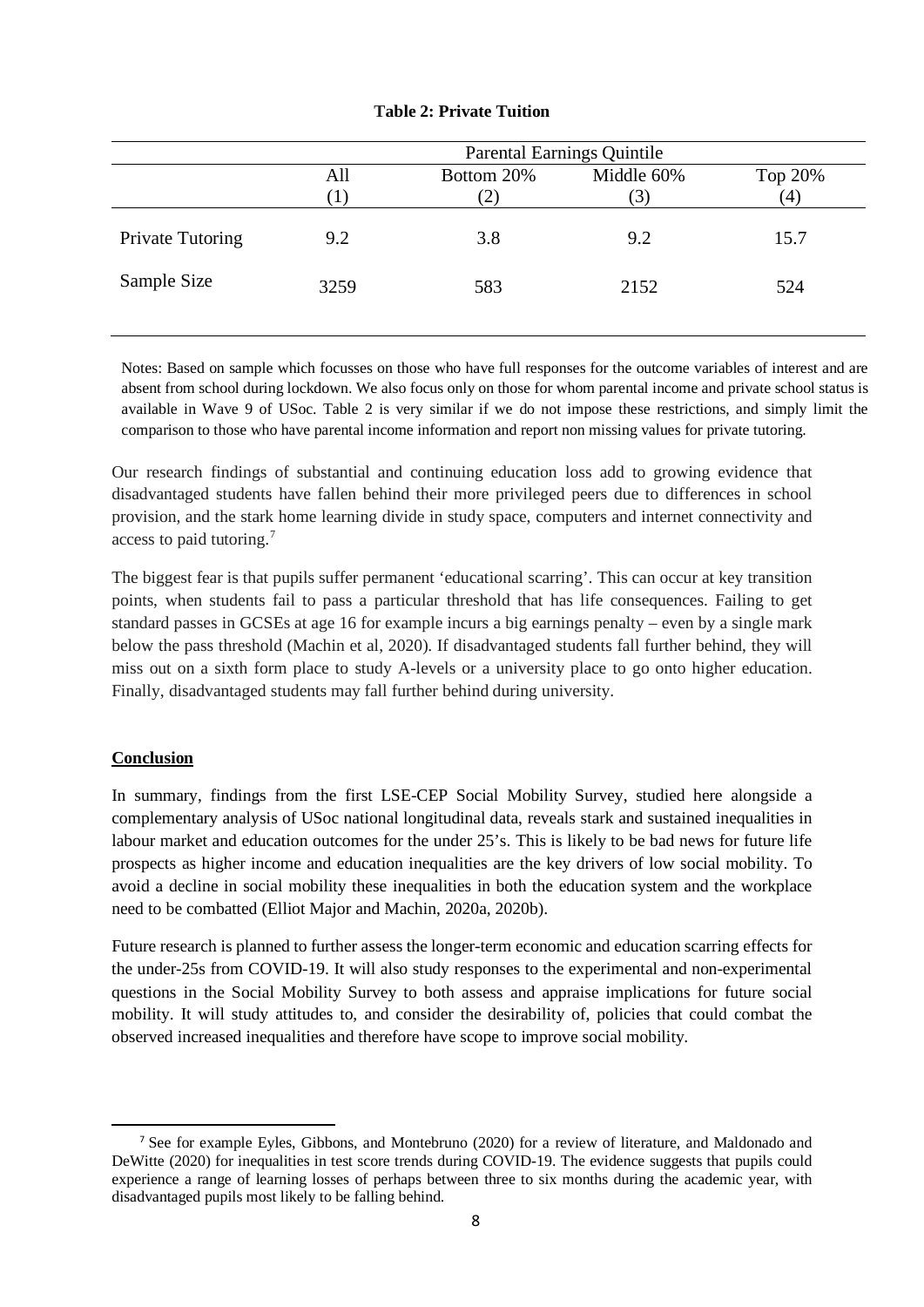**Table 2: Private Tuition**

| | Parental Earnings Quintile | | | |
|---|---|---|---|---|
| | All (1) | Bottom 20% (2) | Middle 60% (3) | Top 20% (4) |
| Private Tutoring | 9.2 | 3.8 | 9.2 | 15.7 |
| Sample Size | 3259 | 583 | 2152 | 524 |

Notes: Based on sample which focusses on those who have full responses for the outcome variables of interest and are absent from school during lockdown. We also focus only on those for whom parental income and private school status is available in Wave 9 of USoc. Table 2 is very similar if we do not impose these restrictions, and simply limit the comparison to those who have parental income information and report non missing values for private tutoring.

Our research findings of substantial and continuing education loss add to growing evidence that disadvantaged students have fallen behind their more privileged peers due to differences in school provision, and the stark home learning divide in study space, computers and internet connectivity and access to paid tutoring.[7]

The biggest fear is that pupils suffer permanent 'educational scarring'. This can occur at key transition points, when students fail to pass a particular threshold that has life consequences. Failing to get standard passes in GCSEs at age 16 for example incurs a big earnings penalty – even by a single mark below the pass threshold (Machin et al, 2020). If disadvantaged students fall further behind, they will miss out on a sixth form place to study A-levels or a university place to go onto higher education. Finally, disadvantaged students may fall further behind during university.

## Conclusion

In summary, findings from the first LSE-CEP Social Mobility Survey, studied here alongside a complementary analysis of USoc national longitudinal data, reveals stark and sustained inequalities in labour market and education outcomes for the under 25's. This is likely to be bad news for future life prospects as higher income and education inequalities are the key drivers of low social mobility. To avoid a decline in social mobility these inequalities in both the education system and the workplace need to be combatted (Elliot Major and Machin, 2020a, 2020b).

Future research is planned to further assess the longer-term economic and education scarring effects for the under-25s from COVID-19. It will also study responses to the experimental and non-experimental questions in the Social Mobility Survey to both assess and appraise implications for future social mobility. It will study attitudes to, and consider the desirability of, policies that could combat the observed increased inequalities and therefore have scope to improve social mobility.

[7] See for example Eyles, Gibbons, and Montebruno (2020) for a review of literature, and Maldonado and DeWitte (2020) for inequalities in test score trends during COVID-19. The evidence suggests that pupils could experience a range of learning losses of perhaps between three to six months during the academic year, with disadvantaged pupils most likely to be falling behind.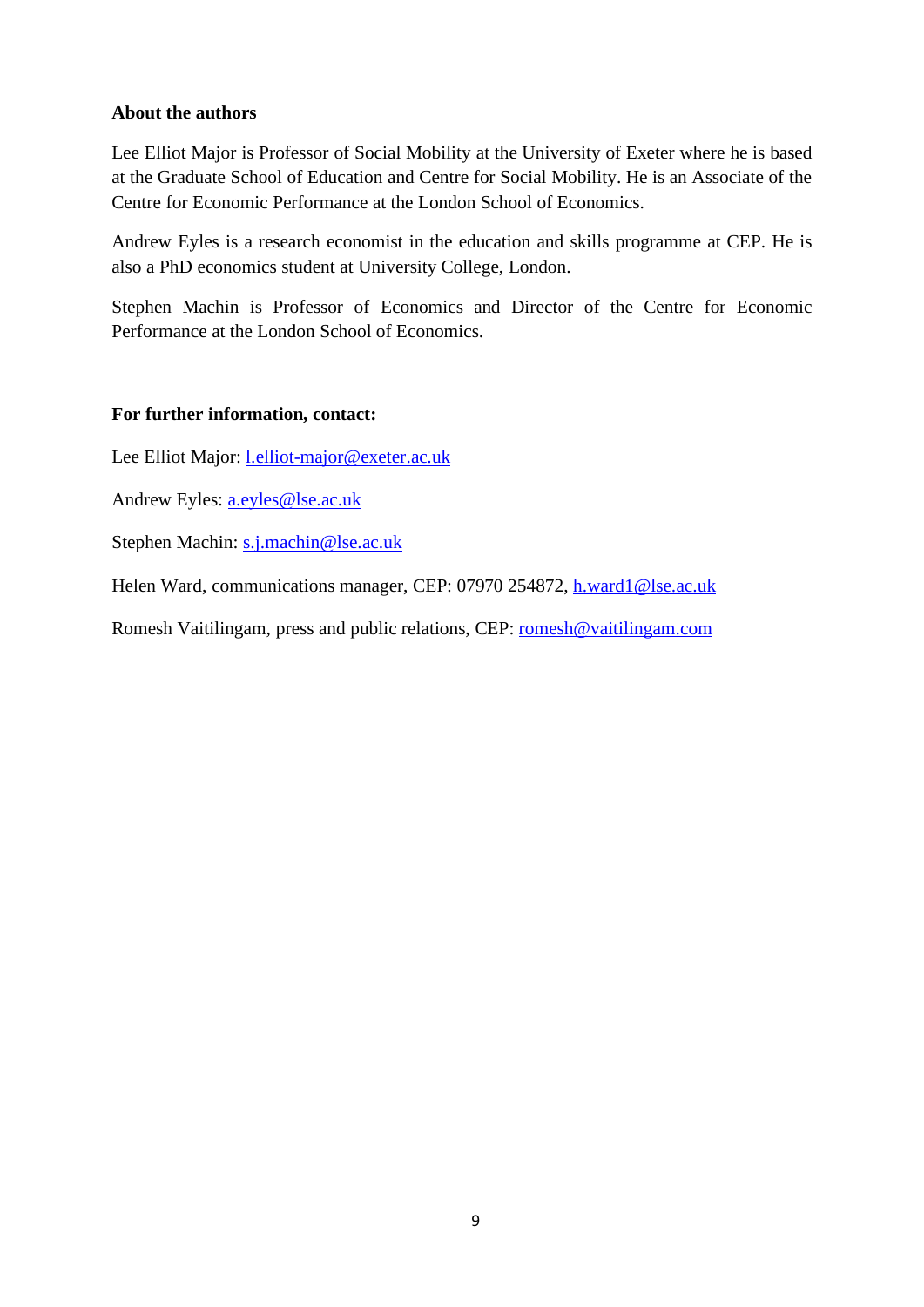**About the authors**

Lee Elliot Major is Professor of Social Mobility at the University of Exeter where he is based at the Graduate School of Education and Centre for Social Mobility. He is an Associate of the Centre for Economic Performance at the London School of Economics.

Andrew Eyles is a research economist in the education and skills programme at CEP. He is also a PhD economics student at University College, London.

Stephen Machin is Professor of Economics and Director of the Centre for Economic Performance at the London School of Economics.

**For further information, contact:**

Lee Elliot Major: l.elliot-major@exeter.ac.uk

Andrew Eyles: a.eyles@lse.ac.uk

Stephen Machin: s.j.machin@lse.ac.uk

Helen Ward, communications manager, CEP: 07970 254872, h.ward1@lse.ac.uk

Romesh Vaitilingam, press and public relations, CEP: romesh@vaitilingam.com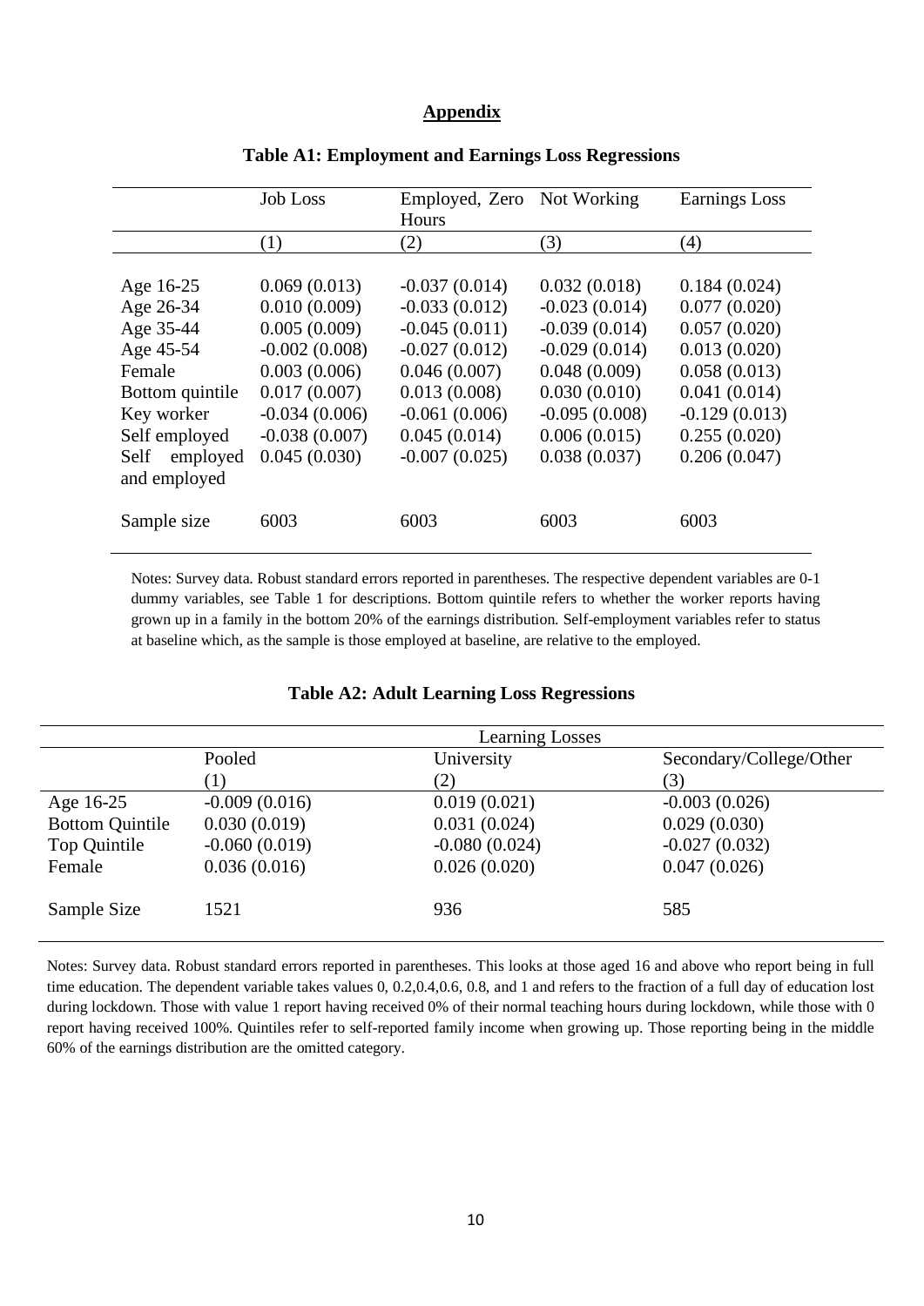## Appendix

### Table A1: Employment and Earnings Loss Regressions

| | Job Loss | Employed, Zero Hours | Not Working | Earnings Loss |
|---|---|---|---|---|
| | (1) | (2) | (3) | (4) |
| Age 16-25 | 0.069 (0.013) | -0.037 (0.014) | 0.032 (0.018) | 0.184 (0.024) |
| Age 26-34 | 0.010 (0.009) | -0.033 (0.012) | -0.023 (0.014) | 0.077 (0.020) |
| Age 35-44 | 0.005 (0.009) | -0.045 (0.011) | -0.039 (0.014) | 0.057 (0.020) |
| Age 45-54 | -0.002 (0.008) | -0.027 (0.012) | -0.029 (0.014) | 0.013 (0.020) |
| Female | 0.003 (0.006) | 0.046 (0.007) | 0.048 (0.009) | 0.058 (0.013) |
| Bottom quintile | 0.017 (0.007) | 0.013 (0.008) | 0.030 (0.010) | 0.041 (0.014) |
| Key worker | -0.034 (0.006) | -0.061 (0.006) | -0.095 (0.008) | -0.129 (0.013) |
| Self employed | -0.038 (0.007) | 0.045 (0.014) | 0.006 (0.015) | 0.255 (0.020) |
| Self employed and employed | 0.045 (0.030) | -0.007 (0.025) | 0.038 (0.037) | 0.206 (0.047) |
| Sample size | 6003 | 6003 | 6003 | 6003 |

Notes: Survey data. Robust standard errors reported in parentheses. The respective dependent variables are 0-1 dummy variables, see Table 1 for descriptions. Bottom quintile refers to whether the worker reports having grown up in a family in the bottom 20% of the earnings distribution. Self-employment variables refer to status at baseline which, as the sample is those employed at baseline, are relative to the employed.

### Table A2: Adult Learning Loss Regressions

| | Learning Losses | | |
|---|---|---|---|
| | Pooled | University | Secondary/College/Other |
| | (1) | (2) | (3) |
| Age 16-25 | -0.009 (0.016) | 0.019 (0.021) | -0.003 (0.026) |
| Bottom Quintile | 0.030 (0.019) | 0.031 (0.024) | 0.029 (0.030) |
| Top Quintile | -0.060 (0.019) | -0.080 (0.024) | -0.027 (0.032) |
| Female | 0.036 (0.016) | 0.026 (0.020) | 0.047 (0.026) |
| Sample Size | 1521 | 936 | 585 |

Notes: Survey data. Robust standard errors reported in parentheses. This looks at those aged 16 and above who report being in full time education. The dependent variable takes values 0, 0.2,0.4,0.6, 0.8, and 1 and refers to the fraction of a full day of education lost during lockdown. Those with value 1 report having received 0% of their normal teaching hours during lockdown, while those with 0 report having received 100%. Quintiles refer to self-reported family income when growing up. Those reporting being in the middle 60% of the earnings distribution are the omitted category.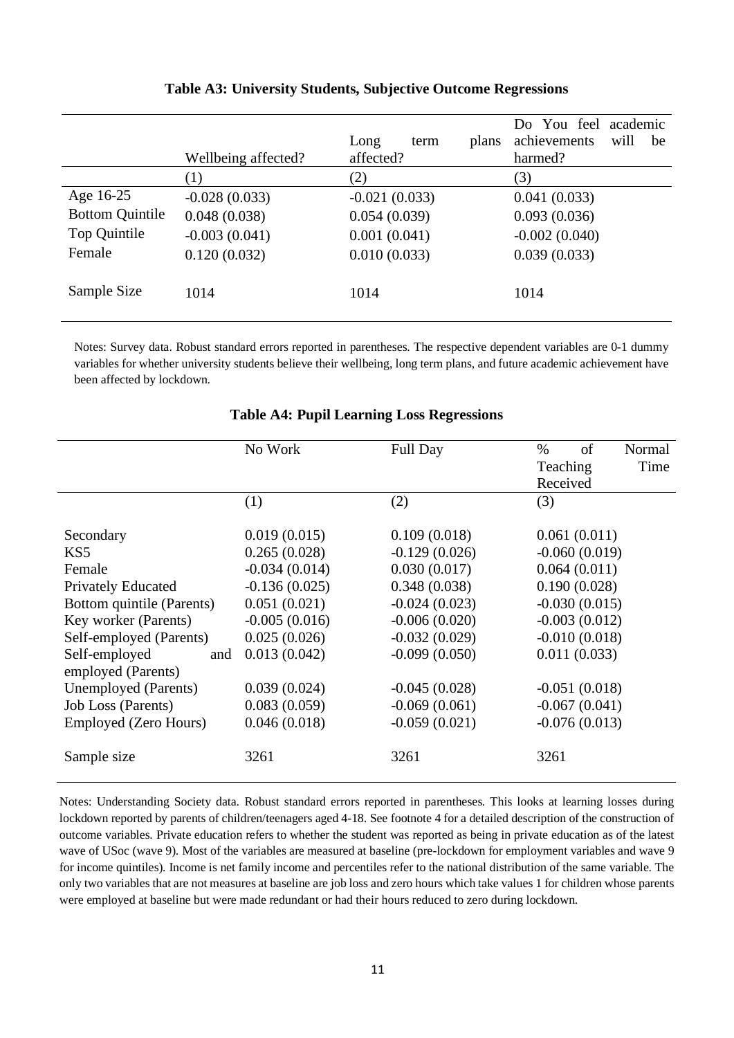**Table A3: University Students, Subjective Outcome Regressions**

| | Wellbeing affected? | Long term plans affected? | Do You feel academic achievements will be harmed? |
|---|---|---|---|
| | (1) | (2) | (3) |
| Age 16-25 | -0.028 (0.033) | -0.021 (0.033) | 0.041 (0.033) |
| Bottom Quintile | 0.048 (0.038) | 0.054 (0.039) | 0.093 (0.036) |
| Top Quintile | -0.003 (0.041) | 0.001 (0.041) | -0.002 (0.040) |
| Female | 0.120 (0.032) | 0.010 (0.033) | 0.039 (0.033) |
| Sample Size | 1014 | 1014 | 1014 |

Notes: Survey data. Robust standard errors reported in parentheses. The respective dependent variables are 0-1 dummy variables for whether university students believe their wellbeing, long term plans, and future academic achievement have been affected by lockdown.

**Table A4: Pupil Learning Loss Regressions**

| | No Work | Full Day | % of Normal Teaching Time Received |
|---|---|---|---|
| | (1) | (2) | (3) |
| Secondary | 0.019 (0.015) | 0.109 (0.018) | 0.061 (0.011) |
| KS5 | 0.265 (0.028) | -0.129 (0.026) | -0.060 (0.019) |
| Female | -0.034 (0.014) | 0.030 (0.017) | 0.064 (0.011) |
| Privately Educated | -0.136 (0.025) | 0.348 (0.038) | 0.190 (0.028) |
| Bottom quintile (Parents) | 0.051 (0.021) | -0.024 (0.023) | -0.030 (0.015) |
| Key worker (Parents) | -0.005 (0.016) | -0.006 (0.020) | -0.003 (0.012) |
| Self-employed (Parents) | 0.025 (0.026) | -0.032 (0.029) | -0.010 (0.018) |
| Self-employed and employed (Parents) | 0.013 (0.042) | -0.099 (0.050) | 0.011 (0.033) |
| Unemployed (Parents) | 0.039 (0.024) | -0.045 (0.028) | -0.051 (0.018) |
| Job Loss (Parents) | 0.083 (0.059) | -0.069 (0.061) | -0.067 (0.041) |
| Employed (Zero Hours) | 0.046 (0.018) | -0.059 (0.021) | -0.076 (0.013) |
| Sample size | 3261 | 3261 | 3261 |

Notes: Understanding Society data. Robust standard errors reported in parentheses. This looks at learning losses during lockdown reported by parents of children/teenagers aged 4-18. See footnote 4 for a detailed description of the construction of outcome variables. Private education refers to whether the student was reported as being in private education as of the latest wave of USoc (wave 9). Most of the variables are measured at baseline (pre-lockdown for employment variables and wave 9 for income quintiles). Income is net family income and percentiles refer to the national distribution of the same variable. The only two variables that are not measures at baseline are job loss and zero hours which take values 1 for children whose parents were employed at baseline but were made redundant or had their hours reduced to zero during lockdown.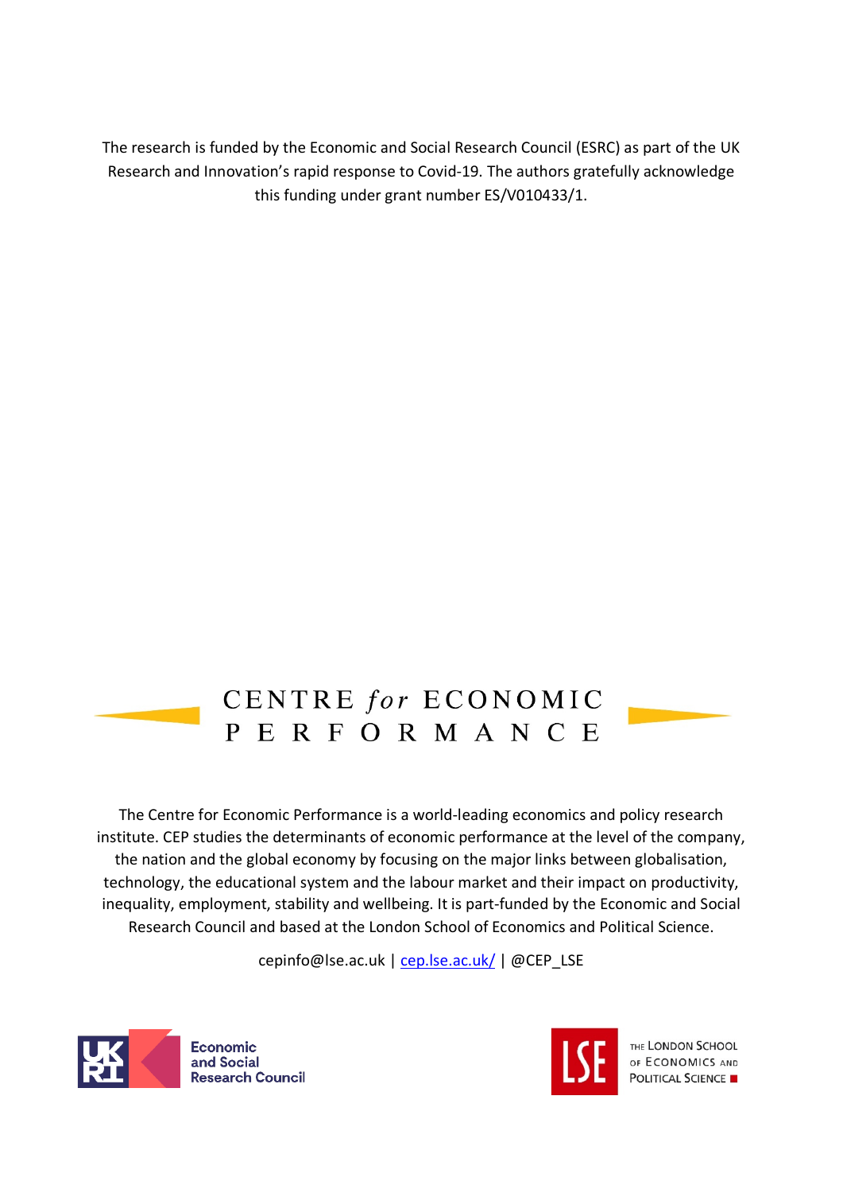The research is funded by the Economic and Social Research Council (ESRC) as part of the UK Research and Innovation's rapid response to Covid-19. The authors gratefully acknowledge this funding under grant number ES/V010433/1.

CENTRE *for* ECONOMIC PERFORMANCE

The Centre for Economic Performance is a world-leading economics and policy research institute. CEP studies the determinants of economic performance at the level of the company, the nation and the global economy by focusing on the major links between globalisation, technology, the educational system and the labour market and their impact on productivity, inequality, employment, stability and wellbeing. It is part-funded by the Economic and Social Research Council and based at the London School of Economics and Political Science.

cepinfo@lse.ac.uk | [cep.lse.ac.uk/](cep.lse.ac.uk/) | @CEP_LSE

Economic and Social Research Council

THE LONDON SCHOOL OF ECONOMICS AND POLITICAL SCIENCE